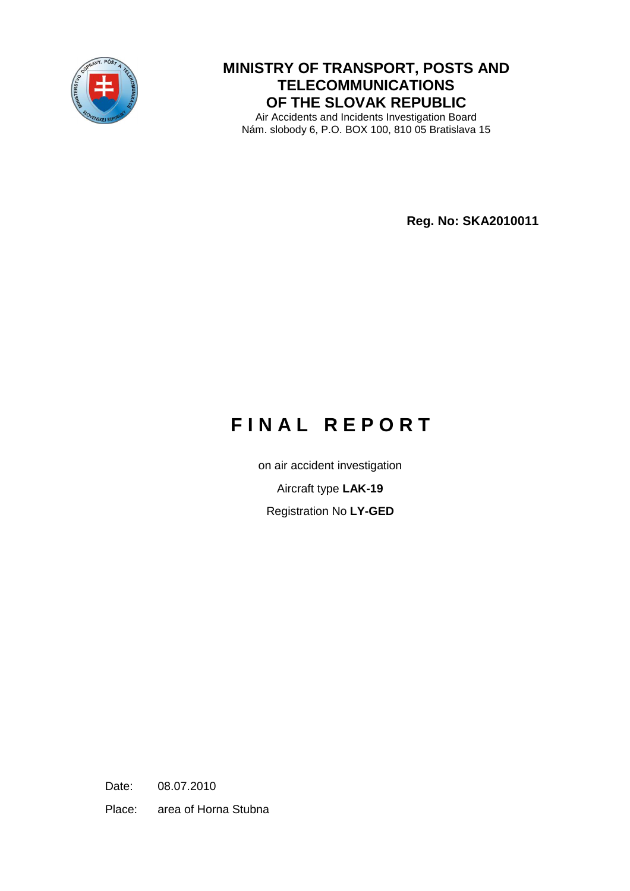**MINISTRY OF TRANSPORT, POSTS AND TELECOMMUNICATIONS OF THE SLOVAK REPUBLIC**

Air Accidents and Incidents Investigation Board
Nám. slobody 6, P.O. BOX 100, 810 05 Bratislava 15

**Reg. No: SKA2010011**

# F I N A L   R E P O R T

on air accident investigation

Aircraft type **LAK-19**

Registration No **LY-GED**

Date: 08.07.2010

Place: area of Horna Stubna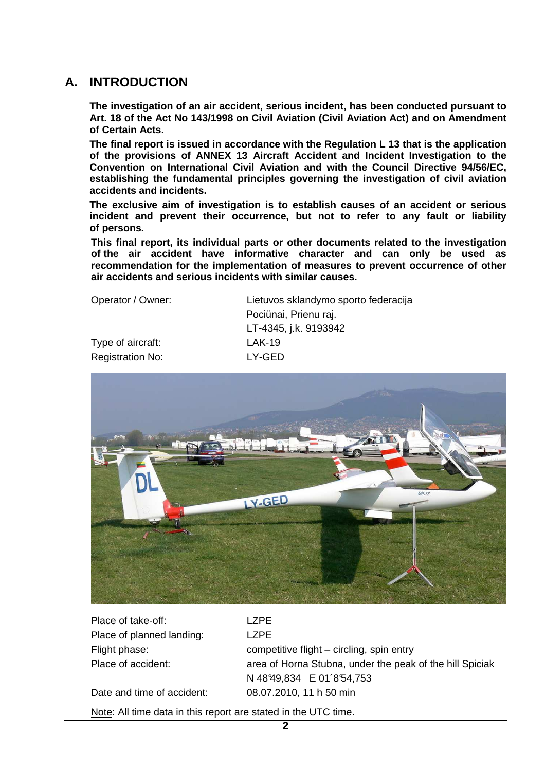## A. INTRODUCTION

**The investigation of an air accident, serious incident, has been conducted pursuant to Art. 18 of the Act No 143/1998 on Civil Aviation (Civil Aviation Act) and on Amendment of Certain Acts.**

**The final report is issued in accordance with the Regulation L 13 that is the application of the provisions of ANNEX 13 Aircraft Accident and Incident Investigation to the Convention on International Civil Aviation and with the Council Directive 94/56/EC, establishing the fundamental principles governing the investigation of civil aviation accidents and incidents.**

**The exclusive aim of investigation is to establish causes of an accident or serious incident and prevent their occurrence, but not to refer to any fault or liability of persons.**

**This final report, its individual parts or other documents related to the investigation of the air accident have informative character and can only be used as recommendation for the implementation of measures to prevent occurrence of other air accidents and serious incidents with similar causes.**

| | |
|---|---|
| Operator / Owner: | Lietuvos sklandymo sporto federacija<br>Pociünai, Prienu raj.<br>LT-4345, j.k. 9193942 |
| Type of aircraft: | LAK-19 |
| Registration No: | LY-GED |

| | |
|---|---|
| Place of take-off: | LZPE |
| Place of planned landing: | LZPE |
| Flight phase: | competitive flight – circling, spin entry |
| Place of accident: | area of Horna Stubna, under the peak of the hill Spiciak<br>N 48°49,834 E 01´8°54,753 |
| Date and time of accident: | 08.07.2010, 11 h 50 min |

Note: All time data in this report are stated in the UTC time.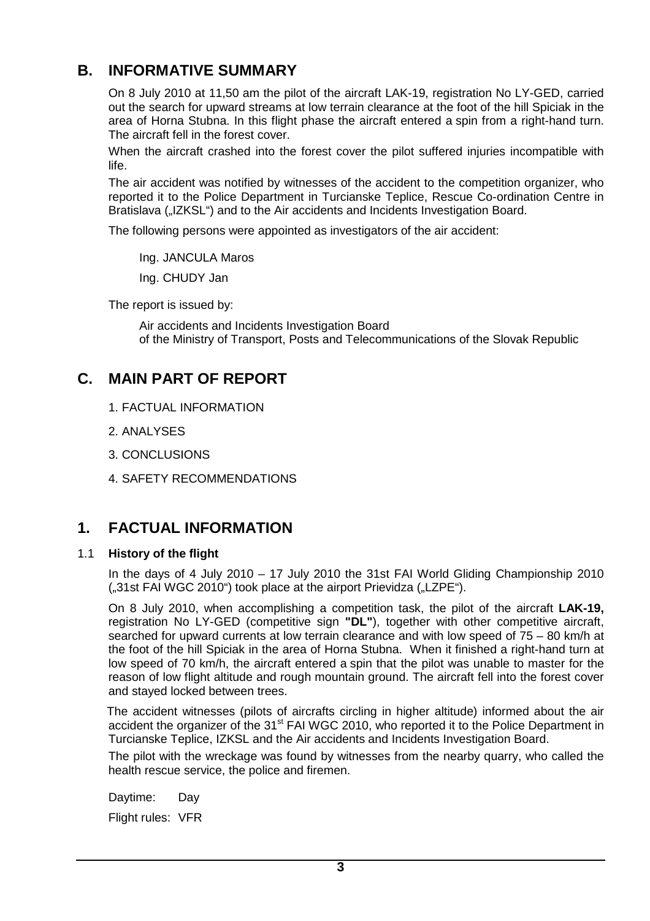## B. INFORMATIVE SUMMARY

On 8 July 2010 at 11,50 am the pilot of the aircraft LAK-19, registration No LY-GED, carried out the search for upward streams at low terrain clearance at the foot of the hill Spiciak in the area of Horna Stubna. In this flight phase the aircraft entered a spin from a right-hand turn. The aircraft fell in the forest cover.

When the aircraft crashed into the forest cover the pilot suffered injuries incompatible with life.

The air accident was notified by witnesses of the accident to the competition organizer, who reported it to the Police Department in Turcianske Teplice, Rescue Co-ordination Centre in Bratislava („IZKSL") and to the Air accidents and Incidents Investigation Board.

The following persons were appointed as investigators of the air accident:

Ing. JANCULA Maros

Ing. CHUDY Jan

The report is issued by:

Air accidents and Incidents Investigation Board
of the Ministry of Transport, Posts and Telecommunications of the Slovak Republic

## C. MAIN PART OF REPORT

1. FACTUAL INFORMATION
2. ANALYSES
3. CONCLUSIONS
4. SAFETY RECOMMENDATIONS

## 1. FACTUAL INFORMATION

### 1.1 History of the flight

In the days of 4 July 2010 – 17 July 2010 the 31st FAI World Gliding Championship 2010 („31st FAI WGC 2010") took place at the airport Prievidza („LZPE").

On 8 July 2010, when accomplishing a competition task, the pilot of the aircraft **LAK-19,** registration No LY-GED (competitive sign **"DL"**), together with other competitive aircraft, searched for upward currents at low terrain clearance and with low speed of 75 – 80 km/h at the foot of the hill Spiciak in the area of Horna Stubna. When it finished a right-hand turn at low speed of 70 km/h, the aircraft entered a spin that the pilot was unable to master for the reason of low flight altitude and rough mountain ground. The aircraft fell into the forest cover and stayed locked between trees.

The accident witnesses (pilots of aircrafts circling in higher altitude) informed about the air accident the organizer of the 31st FAI WGC 2010, who reported it to the Police Department in Turcianske Teplice, IZKSL and the Air accidents and Incidents Investigation Board.

The pilot with the wreckage was found by witnesses from the nearby quarry, who called the health rescue service, the police and firemen.

Daytime: Day

Flight rules: VFR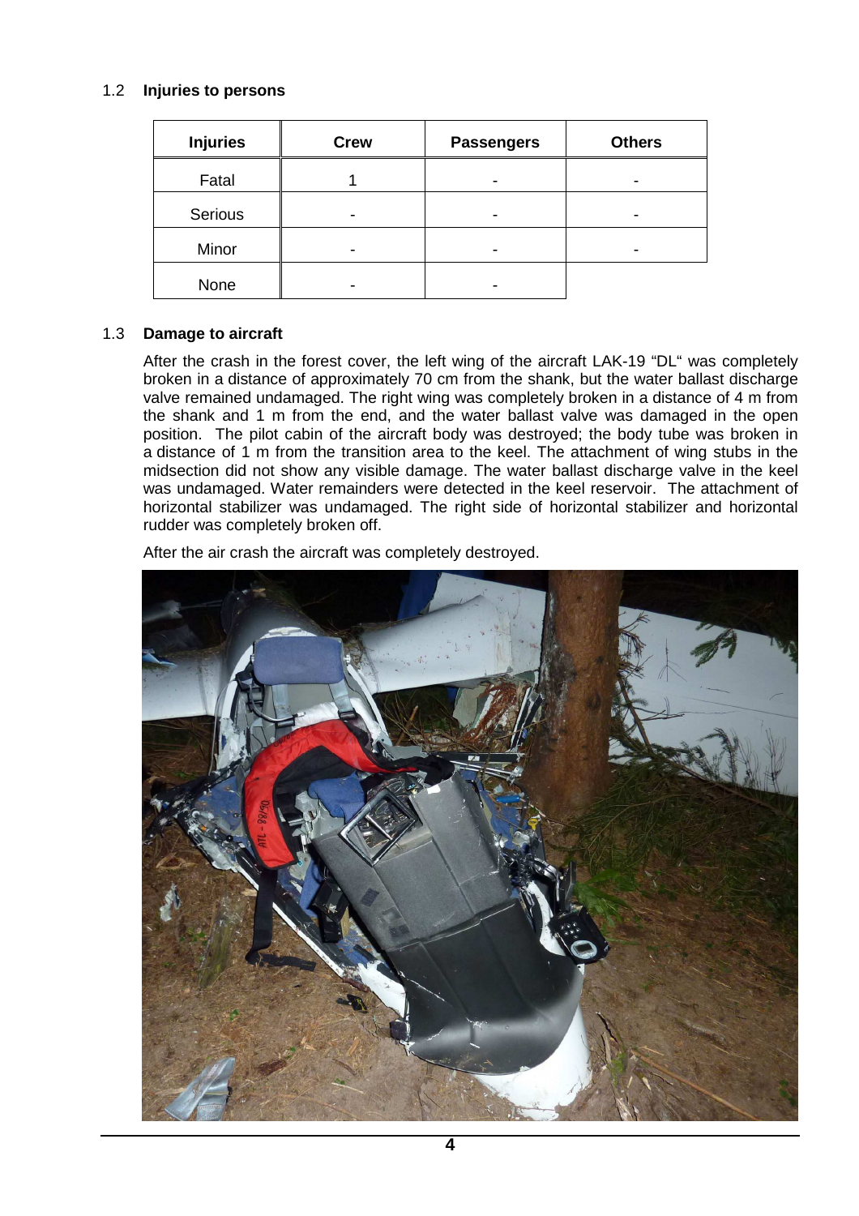## 1.2 Injuries to persons

| Injuries | Crew | Passengers | Others |
|---|---|---|---|
| Fatal | 1 | - | - |
| Serious | - | - | - |
| Minor | - | - | - |
| None | - | - | |

## 1.3 Damage to aircraft

After the crash in the forest cover, the left wing of the aircraft LAK-19 "DL" was completely broken in a distance of approximately 70 cm from the shank, but the water ballast discharge valve remained undamaged. The right wing was completely broken in a distance of 4 m from the shank and 1 m from the end, and the water ballast valve was damaged in the open position. The pilot cabin of the aircraft body was destroyed; the body tube was broken in a distance of 1 m from the transition area to the keel. The attachment of wing stubs in the midsection did not show any visible damage. The water ballast discharge valve in the keel was undamaged. Water remainders were detected in the keel reservoir. The attachment of horizontal stabilizer was undamaged. The right side of horizontal stabilizer and horizontal rudder was completely broken off.

After the air crash the aircraft was completely destroyed.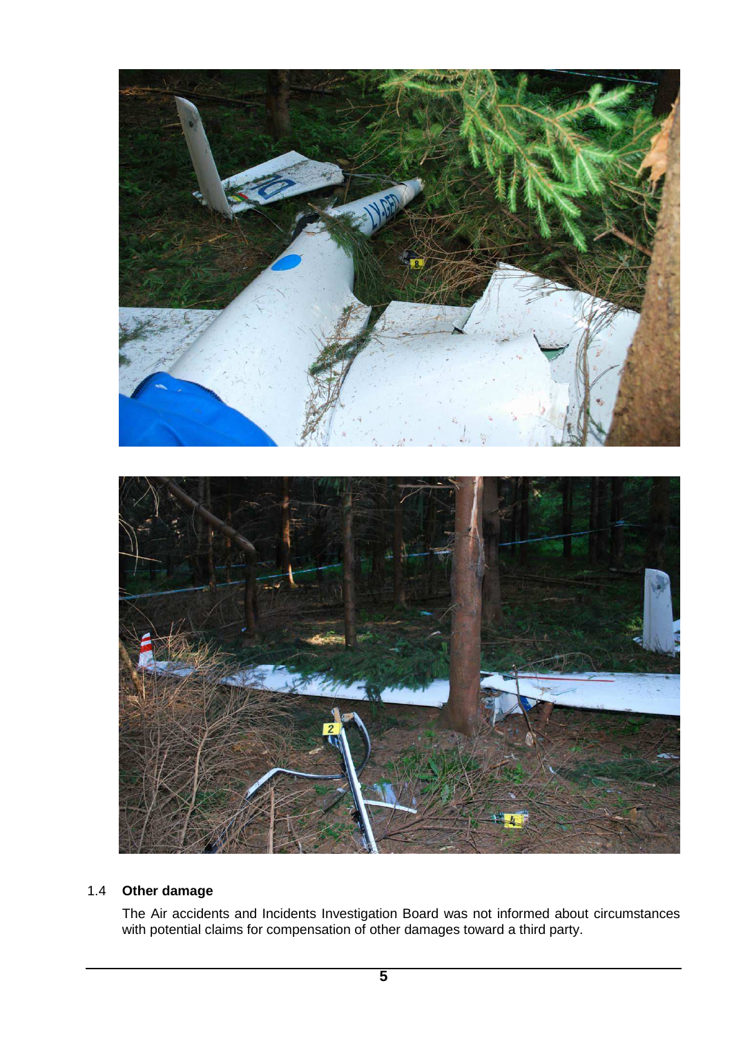## 1.4 Other damage

The Air accidents and Incidents Investigation Board was not informed about circumstances with potential claims for compensation of other damages toward a third party.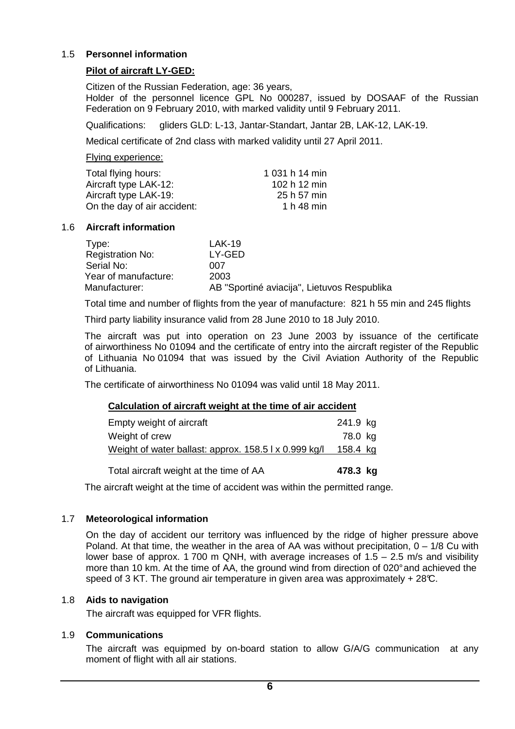## 1.5 **Personnel information**

**Pilot of aircraft LY-GED:**

Citizen of the Russian Federation, age: 36 years,
Holder of the personnel licence GPL No 000287, issued by DOSAAF of the Russian Federation on 9 February 2010, with marked validity until 9 February 2011.

Qualifications: gliders GLD: L-13, Jantar-Standart, Jantar 2B, LAK-12, LAK-19.

Medical certificate of 2nd class with marked validity until 27 April 2011.

Flying experience:

| | |
|---|---|
| Total flying hours: | 1 031 h 14 min |
| Aircraft type LAK-12: | 102 h 12 min |
| Aircraft type LAK-19: | 25 h 57 min |
| On the day of air accident: | 1 h 48 min |

## 1.6 **Aircraft information**

| | |
|---|---|
| Type: | LAK-19 |
| Registration No: | LY-GED |
| Serial No: | 007 |
| Year of manufacture: | 2003 |
| Manufacturer: | AB "Sportiné aviacija", Lietuvos Respublika |

Total time and number of flights from the year of manufacture: 821 h 55 min and 245 flights

Third party liability insurance valid from 28 June 2010 to 18 July 2010.

The aircraft was put into operation on 23 June 2003 by issuance of the certificate of airworthiness No 01094 and the certificate of entry into the aircraft register of the Republic of Lithuania No 01094 that was issued by the Civil Aviation Authority of the Republic of Lithuania.

The certificate of airworthiness No 01094 was valid until 18 May 2011.

**Calculation of aircraft weight at the time of air accident**

| | |
|---|---|
| Empty weight of aircraft | 241.9 kg |
| Weight of crew | 78.0 kg |
| Weight of water ballast: approx. 158.5 l x 0.999 kg/l | 158.4 kg |
| Total aircraft weight at the time of AA | **478.3 kg** |

The aircraft weight at the time of accident was within the permitted range.

## 1.7 **Meteorological information**

On the day of accident our territory was influenced by the ridge of higher pressure above Poland. At that time, the weather in the area of AA was without precipitation, 0 – 1/8 Cu with lower base of approx. 1 700 m QNH, with average increases of 1.5 – 2.5 m/s and visibility more than 10 km. At the time of AA, the ground wind from direction of 020° and achieved the speed of 3 KT. The ground air temperature in given area was approximately + 28°C.

## 1.8 **Aids to navigation**

The aircraft was equipped for VFR flights.

## 1.9 **Communications**

The aircraft was equipmed by on-board station to allow G/A/G communication at any moment of flight with all air stations.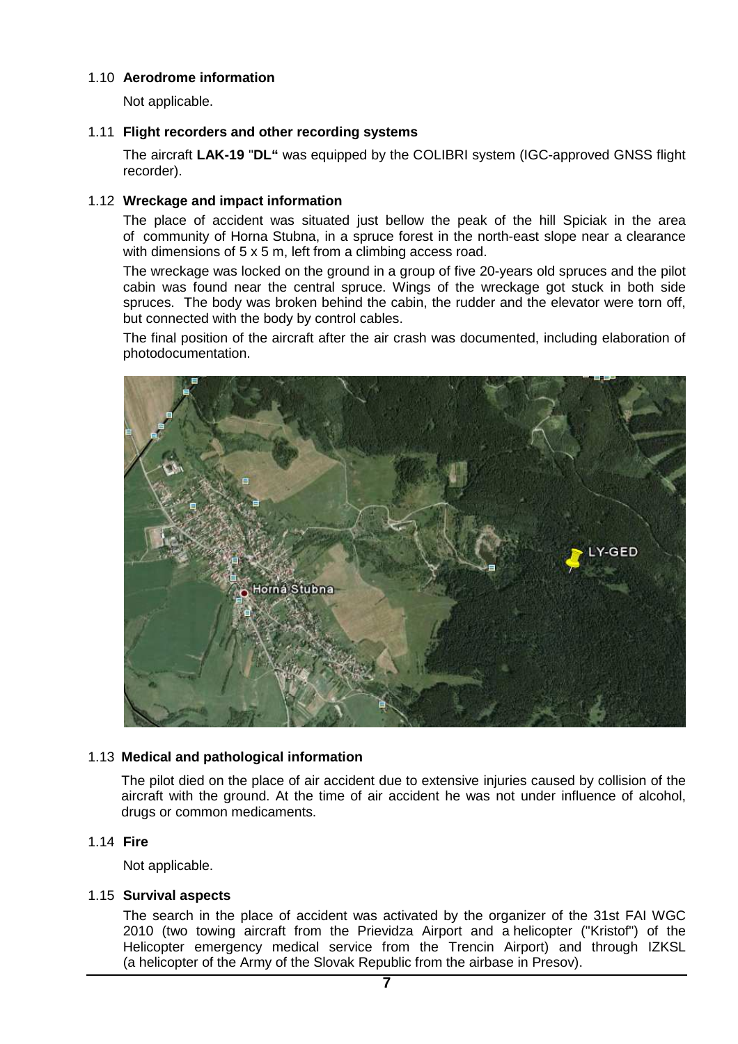### 1.10 **Aerodrome information**

Not applicable.

### 1.11 **Flight recorders and other recording systems**

The aircraft **LAK-19** "**DL"** was equipped by the COLIBRI system (IGC-approved GNSS flight recorder).

### 1.12 **Wreckage and impact information**

The place of accident was situated just bellow the peak of the hill Spiciak in the area of community of Horna Stubna, in a spruce forest in the north-east slope near a clearance with dimensions of 5 x 5 m, left from a climbing access road.

The wreckage was locked on the ground in a group of five 20-years old spruces and the pilot cabin was found near the central spruce. Wings of the wreckage got stuck in both side spruces. The body was broken behind the cabin, the rudder and the elevator were torn off, but connected with the body by control cables.

The final position of the aircraft after the air crash was documented, including elaboration of photodocumentation.

### 1.13 **Medical and pathological information**

The pilot died on the place of air accident due to extensive injuries caused by collision of the aircraft with the ground. At the time of air accident he was not under influence of alcohol, drugs or common medicaments.

### 1.14 **Fire**

Not applicable.

### 1.15 **Survival aspects**

The search in the place of accident was activated by the organizer of the 31st FAI WGC 2010 (two towing aircraft from the Prievidza Airport and a helicopter ("Kristof") of the Helicopter emergency medical service from the Trencin Airport) and through IZKSL (a helicopter of the Army of the Slovak Republic from the airbase in Presov).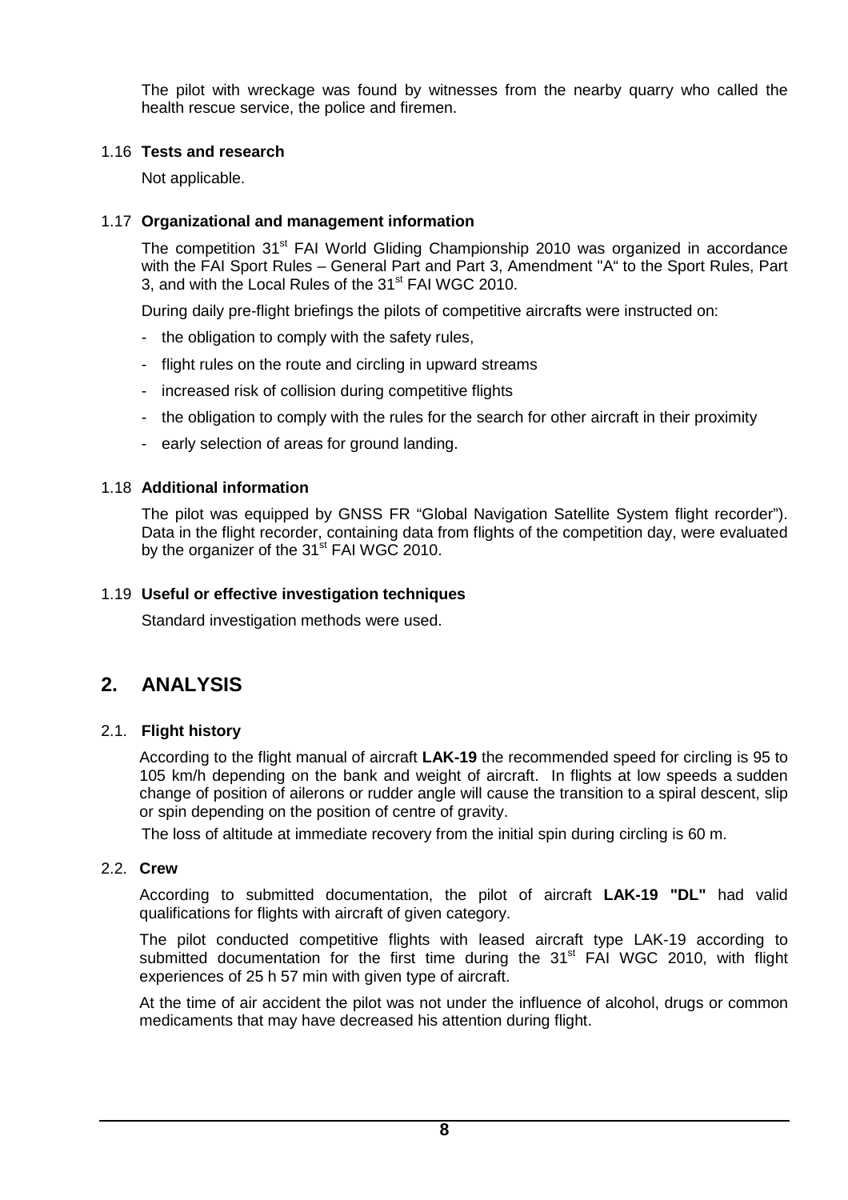The pilot with wreckage was found by witnesses from the nearby quarry who called the health rescue service, the police and firemen.

### 1.16 **Tests and research**

Not applicable.

### 1.17 **Organizational and management information**

The competition 31st FAI World Gliding Championship 2010 was organized in accordance with the FAI Sport Rules – General Part and Part 3, Amendment "A" to the Sport Rules, Part 3, and with the Local Rules of the 31st FAI WGC 2010.

During daily pre-flight briefings the pilots of competitive aircrafts were instructed on:

- the obligation to comply with the safety rules,
- flight rules on the route and circling in upward streams
- increased risk of collision during competitive flights
- the obligation to comply with the rules for the search for other aircraft in their proximity
- early selection of areas for ground landing.

### 1.18 **Additional information**

The pilot was equipped by GNSS FR "Global Navigation Satellite System flight recorder"). Data in the flight recorder, containing data from flights of the competition day, were evaluated by the organizer of the 31st FAI WGC 2010.

### 1.19 **Useful or effective investigation techniques**

Standard investigation methods were used.

## 2. ANALYSIS

### 2.1. **Flight history**

According to the flight manual of aircraft **LAK-19** the recommended speed for circling is 95 to 105 km/h depending on the bank and weight of aircraft. In flights at low speeds a sudden change of position of ailerons or rudder angle will cause the transition to a spiral descent, slip or spin depending on the position of centre of gravity.

The loss of altitude at immediate recovery from the initial spin during circling is 60 m.

### 2.2. **Crew**

According to submitted documentation, the pilot of aircraft **LAK-19 "DL"** had valid qualifications for flights with aircraft of given category.

The pilot conducted competitive flights with leased aircraft type LAK-19 according to submitted documentation for the first time during the 31st FAI WGC 2010, with flight experiences of 25 h 57 min with given type of aircraft.

At the time of air accident the pilot was not under the influence of alcohol, drugs or common medicaments that may have decreased his attention during flight.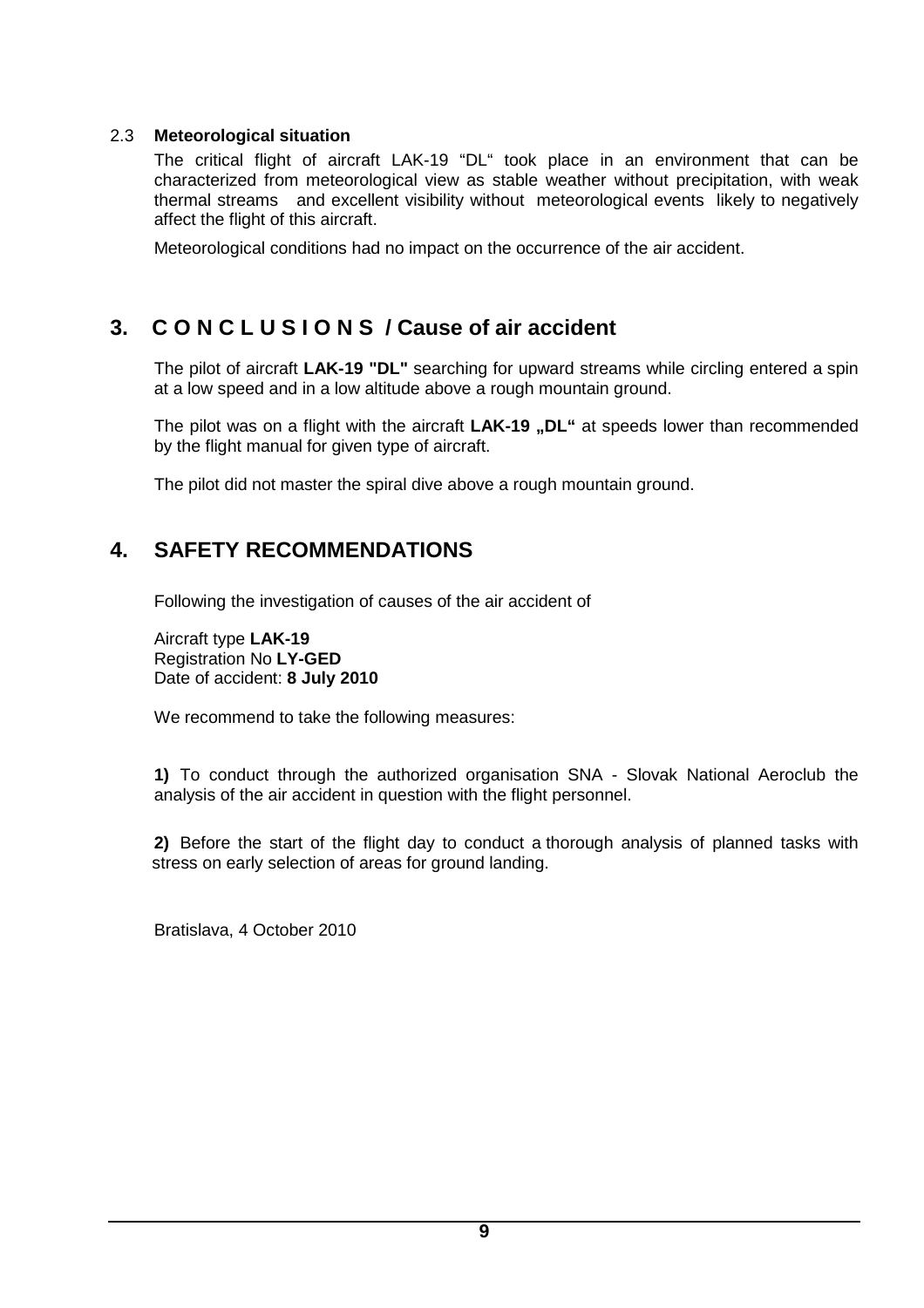### 2.3 Meteorological situation

The critical flight of aircraft LAK-19 "DL" took place in an environment that can be characterized from meteorological view as stable weather without precipitation, with weak thermal streams and excellent visibility without meteorological events likely to negatively affect the flight of this aircraft.

Meteorological conditions had no impact on the occurrence of the air accident.

## 3. C O N C L U S I O N S / Cause of air accident

The pilot of aircraft **LAK-19 "DL"** searching for upward streams while circling entered a spin at a low speed and in a low altitude above a rough mountain ground.

The pilot was on a flight with the aircraft **LAK-19 „DL"** at speeds lower than recommended by the flight manual for given type of aircraft.

The pilot did not master the spiral dive above a rough mountain ground.

## 4. SAFETY RECOMMENDATIONS

Following the investigation of causes of the air accident of

Aircraft type **LAK-19**
Registration No **LY-GED**
Date of accident: **8 July 2010**

We recommend to take the following measures:

**1)** To conduct through the authorized organisation SNA - Slovak National Aeroclub the analysis of the air accident in question with the flight personnel.

**2)** Before the start of the flight day to conduct a thorough analysis of planned tasks with stress on early selection of areas for ground landing.

Bratislava, 4 October 2010